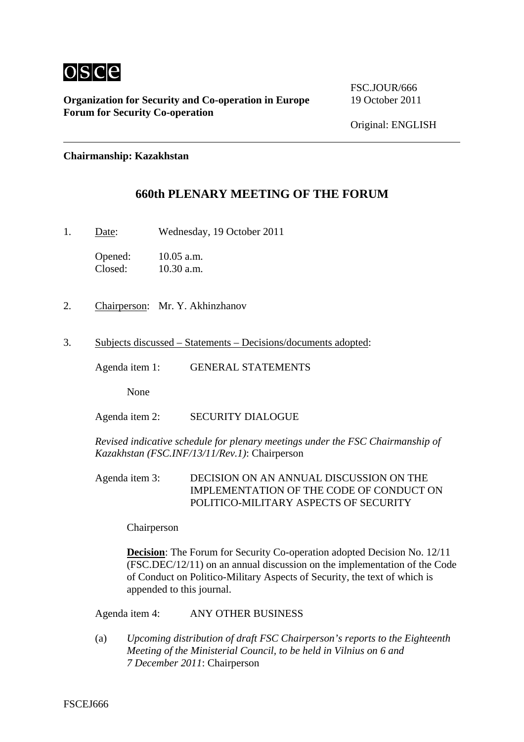osce

**Organization for Security and Co-operation in Europe**
**Forum for Security Co-operation**

FSC.JOUR/666
19 October 2011

Original: ENGLISH

**Chairmanship: Kazakhstan**

# 660th PLENARY MEETING OF THE FORUM

1. Date: Wednesday, 19 October 2011

   Opened: 10.05 a.m.
   Closed: 10.30 a.m.

2. Chairperson: Mr. Y. Akhinzhanov

3. Subjects discussed – Statements – Decisions/documents adopted:

   Agenda item 1: GENERAL STATEMENTS

   None

   Agenda item 2: SECURITY DIALOGUE

   *Revised indicative schedule for plenary meetings under the FSC Chairmanship of Kazakhstan (FSC.INF/13/11/Rev.1)*: Chairperson

   Agenda item 3: DECISION ON AN ANNUAL DISCUSSION ON THE IMPLEMENTATION OF THE CODE OF CONDUCT ON POLITICO-MILITARY ASPECTS OF SECURITY

   Chairperson

   **Decision**: The Forum for Security Co-operation adopted Decision No. 12/11 (FSC.DEC/12/11) on an annual discussion on the implementation of the Code of Conduct on Politico-Military Aspects of Security, the text of which is appended to this journal.

   Agenda item 4: ANY OTHER BUSINESS

   (a) *Upcoming distribution of draft FSC Chairperson's reports to the Eighteenth Meeting of the Ministerial Council, to be held in Vilnius on 6 and 7 December 2011*: Chairperson

FSCEJ666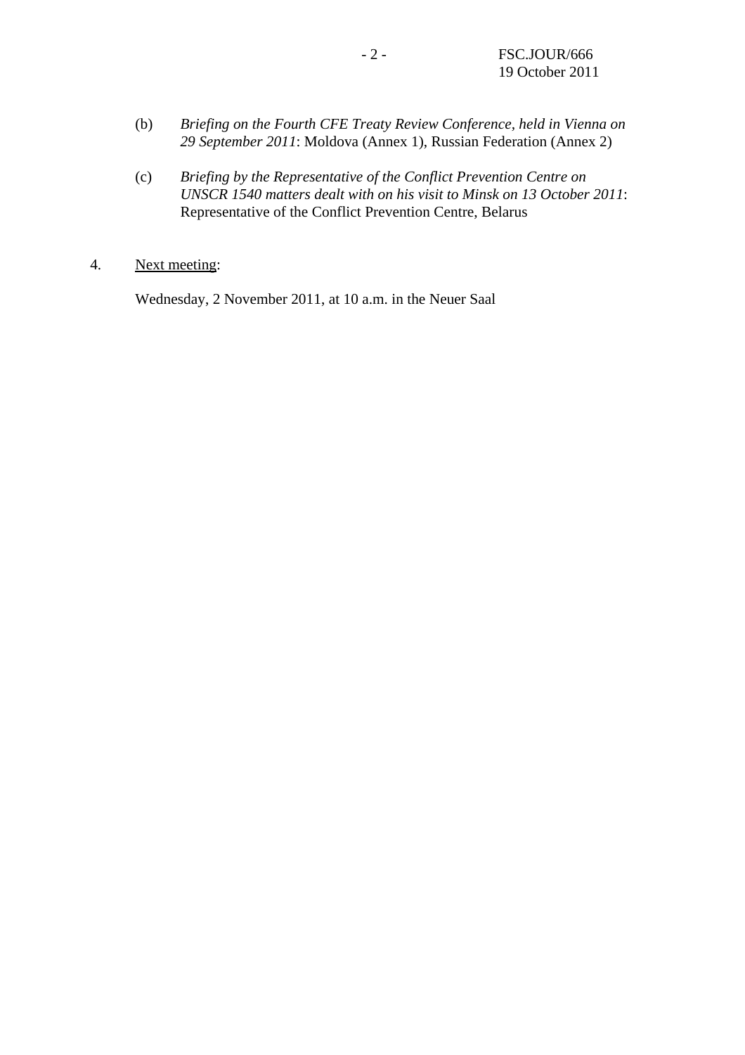(b) *Briefing on the Fourth CFE Treaty Review Conference, held in Vienna on 29 September 2011*: Moldova (Annex 1), Russian Federation (Annex 2)

(c) *Briefing by the Representative of the Conflict Prevention Centre on UNSCR 1540 matters dealt with on his visit to Minsk on 13 October 2011*: Representative of the Conflict Prevention Centre, Belarus

4. Next meeting:

Wednesday, 2 November 2011, at 10 a.m. in the Neuer Saal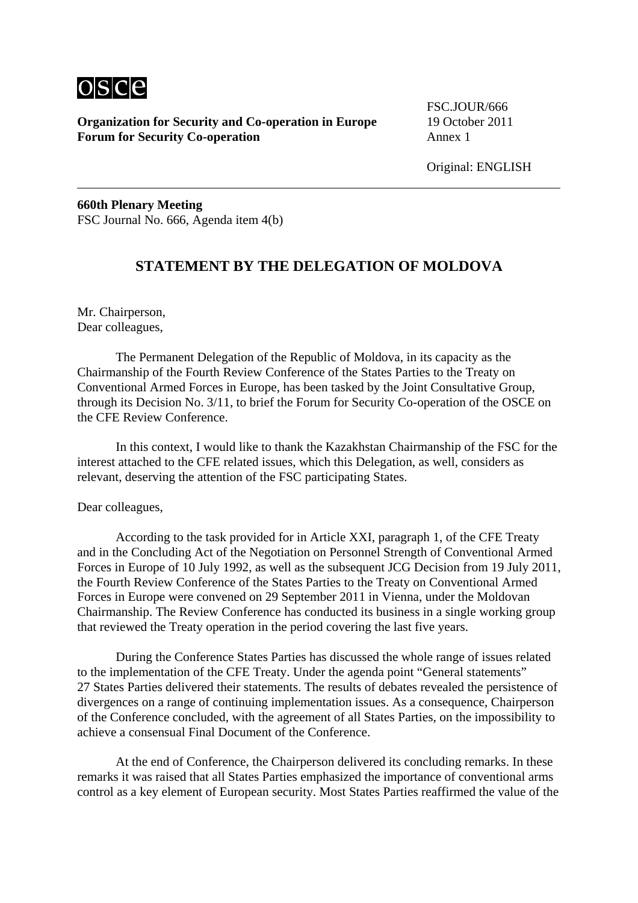**Organization for Security and Co-operation in Europe**
**Forum for Security Co-operation**

FSC.JOUR/666
19 October 2011
Annex 1

Original: ENGLISH

**660th Plenary Meeting**
FSC Journal No. 666, Agenda item 4(b)

## STATEMENT BY THE DELEGATION OF MOLDOVA

Mr. Chairperson,
Dear colleagues,

The Permanent Delegation of the Republic of Moldova, in its capacity as the Chairmanship of the Fourth Review Conference of the States Parties to the Treaty on Conventional Armed Forces in Europe, has been tasked by the Joint Consultative Group, through its Decision No. 3/11, to brief the Forum for Security Co-operation of the OSCE on the CFE Review Conference.

In this context, I would like to thank the Kazakhstan Chairmanship of the FSC for the interest attached to the CFE related issues, which this Delegation, as well, considers as relevant, deserving the attention of the FSC participating States.

Dear colleagues,

According to the task provided for in Article XXI, paragraph 1, of the CFE Treaty and in the Concluding Act of the Negotiation on Personnel Strength of Conventional Armed Forces in Europe of 10 July 1992, as well as the subsequent JCG Decision from 19 July 2011, the Fourth Review Conference of the States Parties to the Treaty on Conventional Armed Forces in Europe were convened on 29 September 2011 in Vienna, under the Moldovan Chairmanship. The Review Conference has conducted its business in a single working group that reviewed the Treaty operation in the period covering the last five years.

During the Conference States Parties has discussed the whole range of issues related to the implementation of the CFE Treaty. Under the agenda point "General statements" 27 States Parties delivered their statements. The results of debates revealed the persistence of divergences on a range of continuing implementation issues. As a consequence, Chairperson of the Conference concluded, with the agreement of all States Parties, on the impossibility to achieve a consensual Final Document of the Conference.

At the end of Conference, the Chairperson delivered its concluding remarks. In these remarks it was raised that all States Parties emphasized the importance of conventional arms control as a key element of European security. Most States Parties reaffirmed the value of the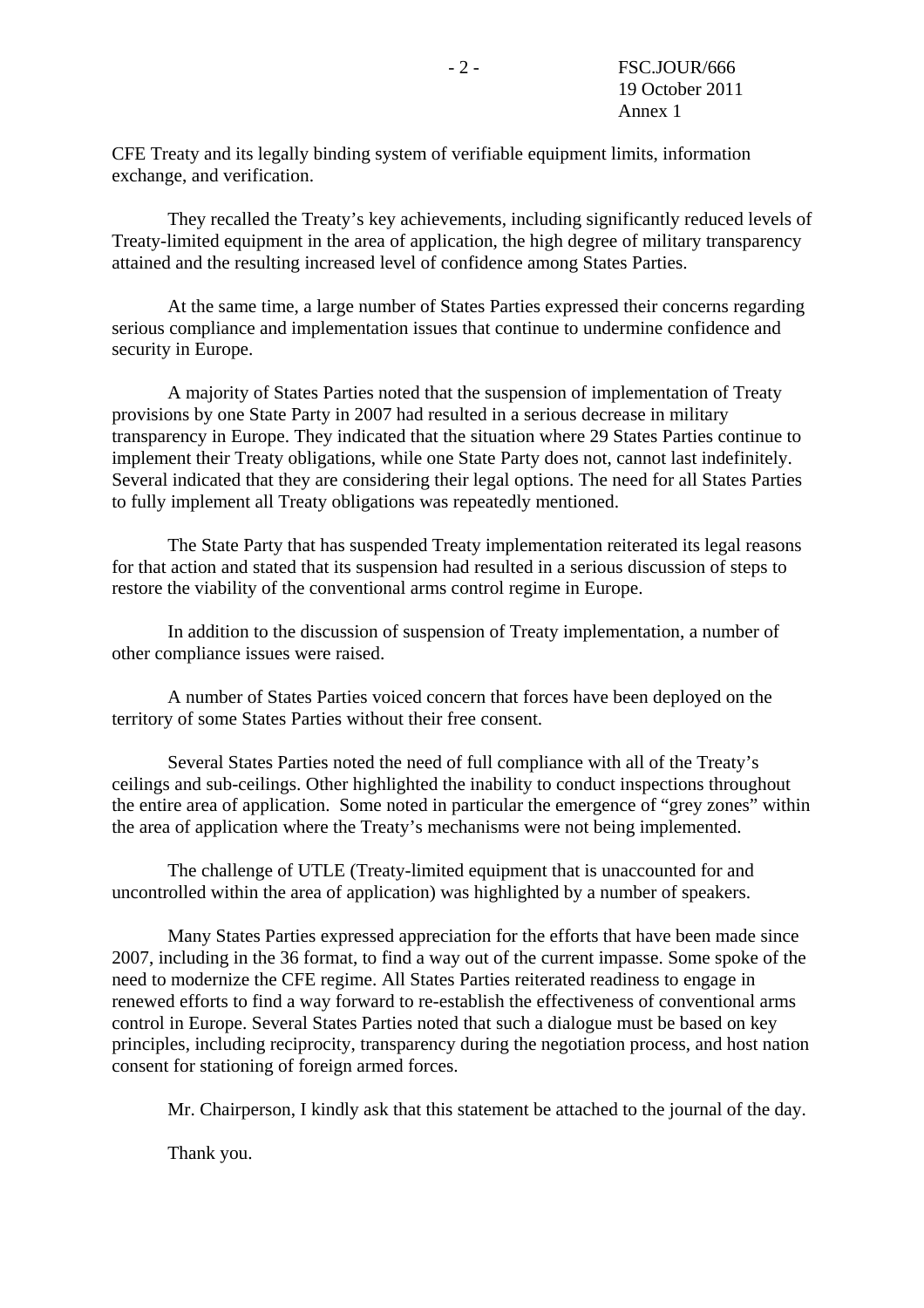CFE Treaty and its legally binding system of verifiable equipment limits, information exchange, and verification.

They recalled the Treaty's key achievements, including significantly reduced levels of Treaty-limited equipment in the area of application, the high degree of military transparency attained and the resulting increased level of confidence among States Parties.

At the same time, a large number of States Parties expressed their concerns regarding serious compliance and implementation issues that continue to undermine confidence and security in Europe.

A majority of States Parties noted that the suspension of implementation of Treaty provisions by one State Party in 2007 had resulted in a serious decrease in military transparency in Europe. They indicated that the situation where 29 States Parties continue to implement their Treaty obligations, while one State Party does not, cannot last indefinitely. Several indicated that they are considering their legal options. The need for all States Parties to fully implement all Treaty obligations was repeatedly mentioned.

The State Party that has suspended Treaty implementation reiterated its legal reasons for that action and stated that its suspension had resulted in a serious discussion of steps to restore the viability of the conventional arms control regime in Europe.

In addition to the discussion of suspension of Treaty implementation, a number of other compliance issues were raised.

A number of States Parties voiced concern that forces have been deployed on the territory of some States Parties without their free consent.

Several States Parties noted the need of full compliance with all of the Treaty's ceilings and sub-ceilings. Other highlighted the inability to conduct inspections throughout the entire area of application. Some noted in particular the emergence of "grey zones" within the area of application where the Treaty's mechanisms were not being implemented.

The challenge of UTLE (Treaty-limited equipment that is unaccounted for and uncontrolled within the area of application) was highlighted by a number of speakers.

Many States Parties expressed appreciation for the efforts that have been made since 2007, including in the 36 format, to find a way out of the current impasse. Some spoke of the need to modernize the CFE regime. All States Parties reiterated readiness to engage in renewed efforts to find a way forward to re-establish the effectiveness of conventional arms control in Europe. Several States Parties noted that such a dialogue must be based on key principles, including reciprocity, transparency during the negotiation process, and host nation consent for stationing of foreign armed forces.

Mr. Chairperson, I kindly ask that this statement be attached to the journal of the day.

Thank you.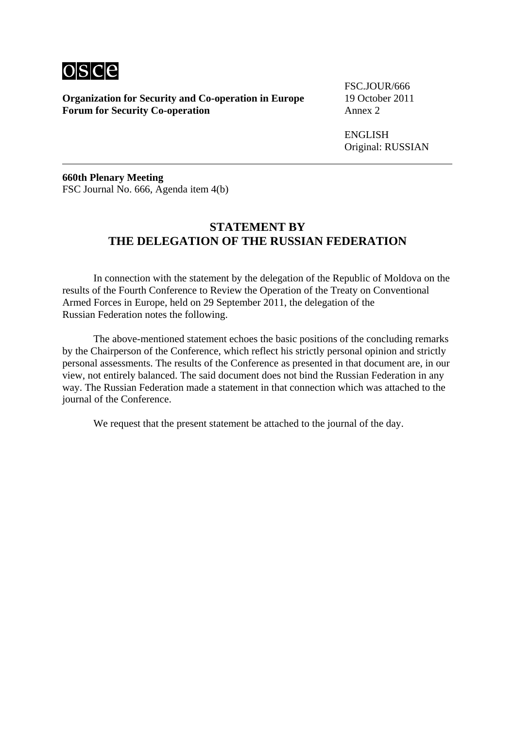**Organization for Security and Co-operation in Europe**
**Forum for Security Co-operation**

FSC.JOUR/666
19 October 2011
Annex 2

ENGLISH
Original: RUSSIAN

---

**660th Plenary Meeting**
FSC Journal No. 666, Agenda item 4(b)

## STATEMENT BY THE DELEGATION OF THE RUSSIAN FEDERATION

In connection with the statement by the delegation of the Republic of Moldova on the results of the Fourth Conference to Review the Operation of the Treaty on Conventional Armed Forces in Europe, held on 29 September 2011, the delegation of the Russian Federation notes the following.

The above-mentioned statement echoes the basic positions of the concluding remarks by the Chairperson of the Conference, which reflect his strictly personal opinion and strictly personal assessments. The results of the Conference as presented in that document are, in our view, not entirely balanced. The said document does not bind the Russian Federation in any way. The Russian Federation made a statement in that connection which was attached to the journal of the Conference.

We request that the present statement be attached to the journal of the day.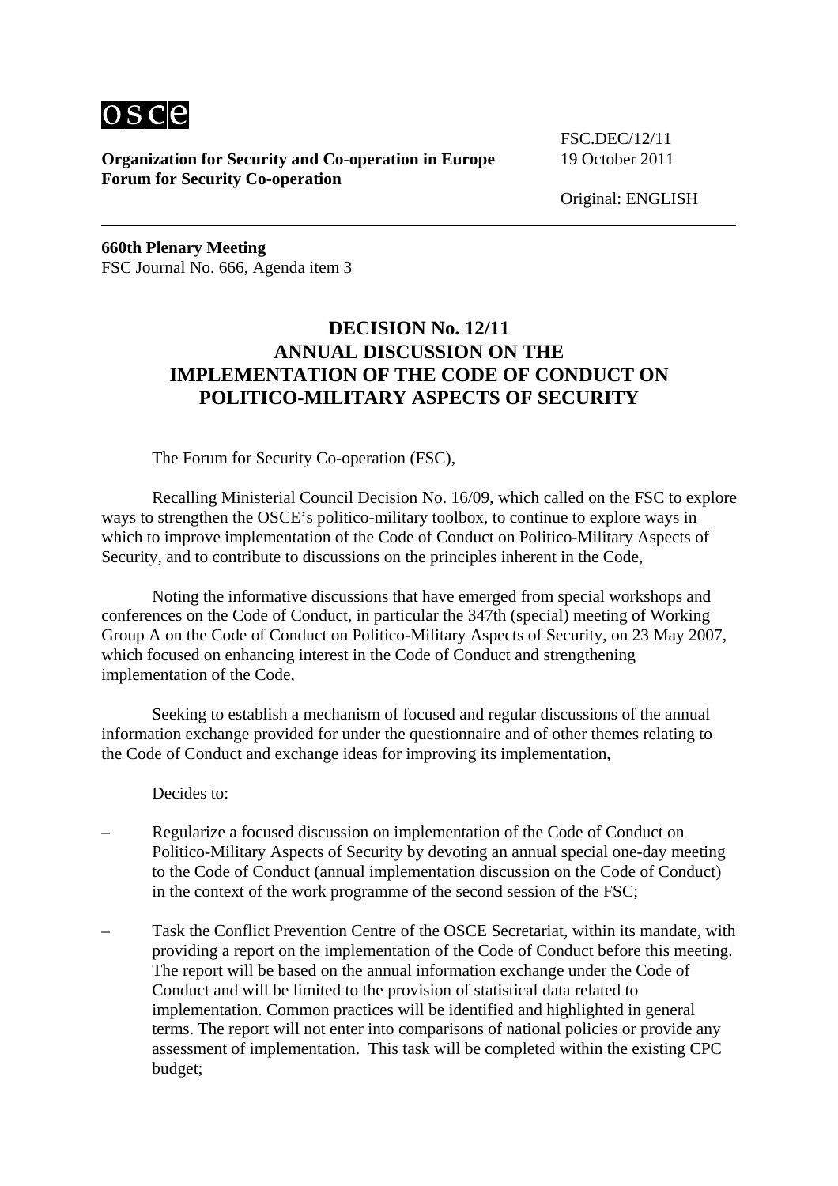**Organization for Security and Co-operation in Europe**
**Forum for Security Co-operation**

FSC.DEC/12/11
19 October 2011

Original: ENGLISH

**660th Plenary Meeting**
FSC Journal No. 666, Agenda item 3

# DECISION No. 12/11
# ANNUAL DISCUSSION ON THE IMPLEMENTATION OF THE CODE OF CONDUCT ON POLITICO-MILITARY ASPECTS OF SECURITY

The Forum for Security Co-operation (FSC),

Recalling Ministerial Council Decision No. 16/09, which called on the FSC to explore ways to strengthen the OSCE's politico-military toolbox, to continue to explore ways in which to improve implementation of the Code of Conduct on Politico-Military Aspects of Security, and to contribute to discussions on the principles inherent in the Code,

Noting the informative discussions that have emerged from special workshops and conferences on the Code of Conduct, in particular the 347th (special) meeting of Working Group A on the Code of Conduct on Politico-Military Aspects of Security, on 23 May 2007, which focused on enhancing interest in the Code of Conduct and strengthening implementation of the Code,

Seeking to establish a mechanism of focused and regular discussions of the annual information exchange provided for under the questionnaire and of other themes relating to the Code of Conduct and exchange ideas for improving its implementation,

Decides to:

– Regularize a focused discussion on implementation of the Code of Conduct on Politico-Military Aspects of Security by devoting an annual special one-day meeting to the Code of Conduct (annual implementation discussion on the Code of Conduct) in the context of the work programme of the second session of the FSC;

– Task the Conflict Prevention Centre of the OSCE Secretariat, within its mandate, with providing a report on the implementation of the Code of Conduct before this meeting. The report will be based on the annual information exchange under the Code of Conduct and will be limited to the provision of statistical data related to implementation. Common practices will be identified and highlighted in general terms. The report will not enter into comparisons of national policies or provide any assessment of implementation. This task will be completed within the existing CPC budget;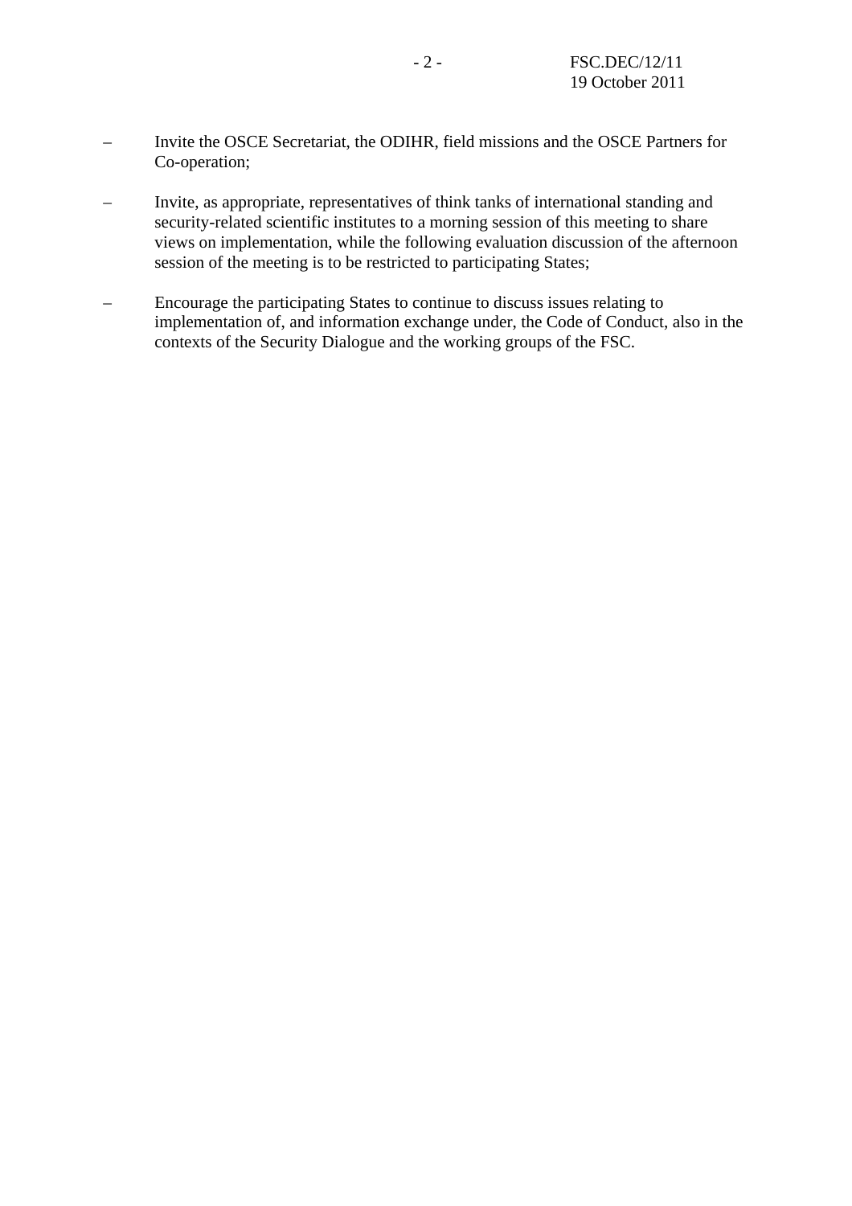- Invite the OSCE Secretariat, the ODIHR, field missions and the OSCE Partners for Co-operation;

- Invite, as appropriate, representatives of think tanks of international standing and security-related scientific institutes to a morning session of this meeting to share views on implementation, while the following evaluation discussion of the afternoon session of the meeting is to be restricted to participating States;

- Encourage the participating States to continue to discuss issues relating to implementation of, and information exchange under, the Code of Conduct, also in the contexts of the Security Dialogue and the working groups of the FSC.